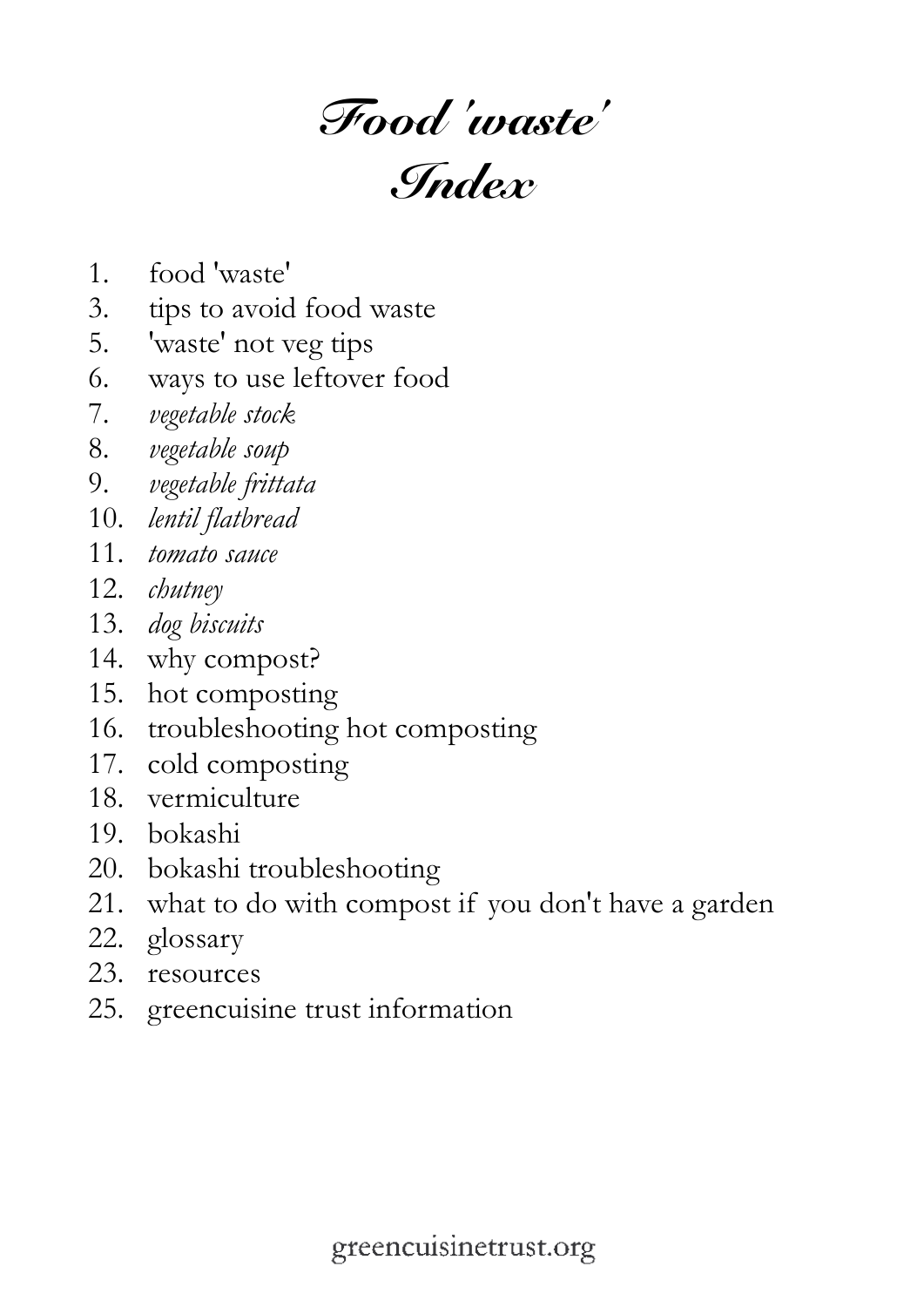# *Food 'waste' Index*

1. food 'waste'
3. tips to avoid food waste
5. 'waste' not veg tips
6. ways to use leftover food
7. *vegetable stock*
8. *vegetable soup*
9. *vegetable frittata*
10. *lentil flatbread*
11. *tomato sauce*
12. *chutney*
13. *dog biscuits*
14. why compost?
15. hot composting
16. troubleshooting hot composting
17. cold composting
18. vermiculture
19. bokashi
20. bokashi troubleshooting
21. what to do with compost if you don't have a garden
22. glossary
23. resources
25. greencuisine trust information

greencuisinetrust.org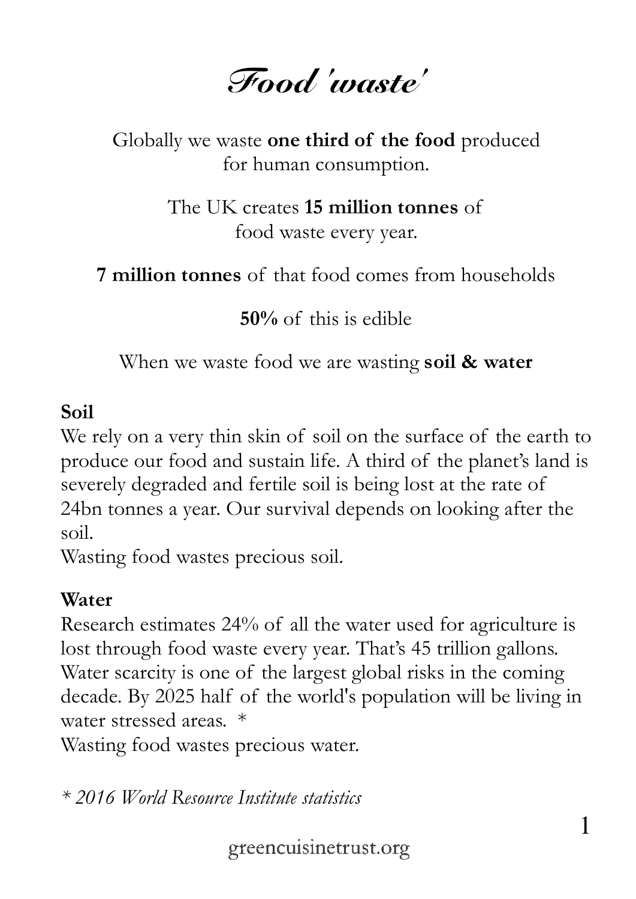# *Food 'waste'*

Globally we waste **one third of the food** produced for human consumption.

The UK creates **15 million tonnes** of food waste every year.

**7 million tonnes** of that food comes from households

**50%** of this is edible

When we waste food we are wasting **soil & water**

**Soil**

We rely on a very thin skin of soil on the surface of the earth to produce our food and sustain life. A third of the planet's land is severely degraded and fertile soil is being lost at the rate of 24bn tonnes a year. Our survival depends on looking after the soil.
Wasting food wastes precious soil.

**Water**

Research estimates 24% of all the water used for agriculture is lost through food waste every year. That's 45 trillion gallons. Water scarcity is one of the largest global risks in the coming decade. By 2025 half of the world's population will be living in water stressed areas. *
Wasting food wastes precious water.

*\* 2016 World Resource Institute statistics*

greencuisinetrust.org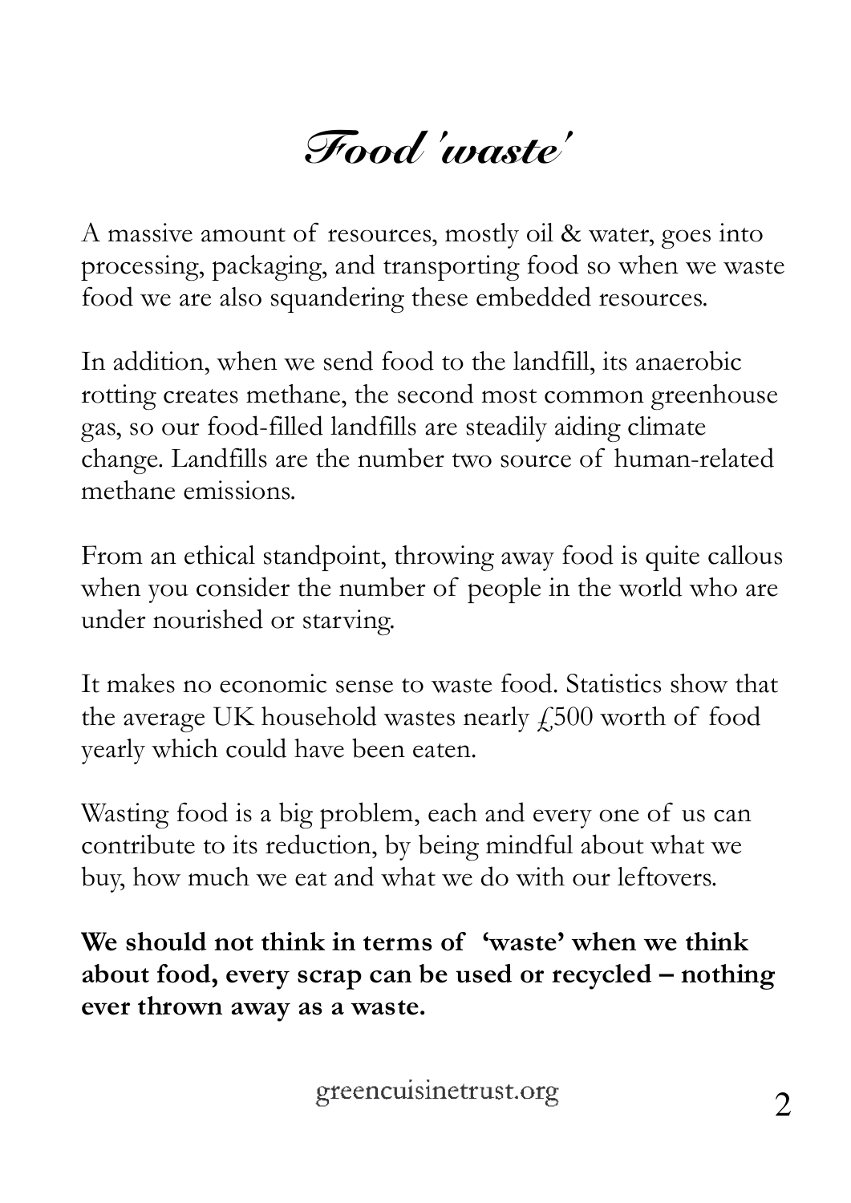# Food 'waste'

A massive amount of resources, mostly oil & water, goes into processing, packaging, and transporting food so when we waste food we are also squandering these embedded resources.

In addition, when we send food to the landfill, its anaerobic rotting creates methane, the second most common greenhouse gas, so our food-filled landfills are steadily aiding climate change. Landfills are the number two source of human-related methane emissions.

From an ethical standpoint, throwing away food is quite callous when you consider the number of people in the world who are under nourished or starving.

It makes no economic sense to waste food. Statistics show that the average UK household wastes nearly £500 worth of food yearly which could have been eaten.

Wasting food is a big problem, each and every one of us can contribute to its reduction, by being mindful about what we buy, how much we eat and what we do with our leftovers.

**We should not think in terms of 'waste' when we think about food, every scrap can be used or recycled – nothing ever thrown away as a waste.**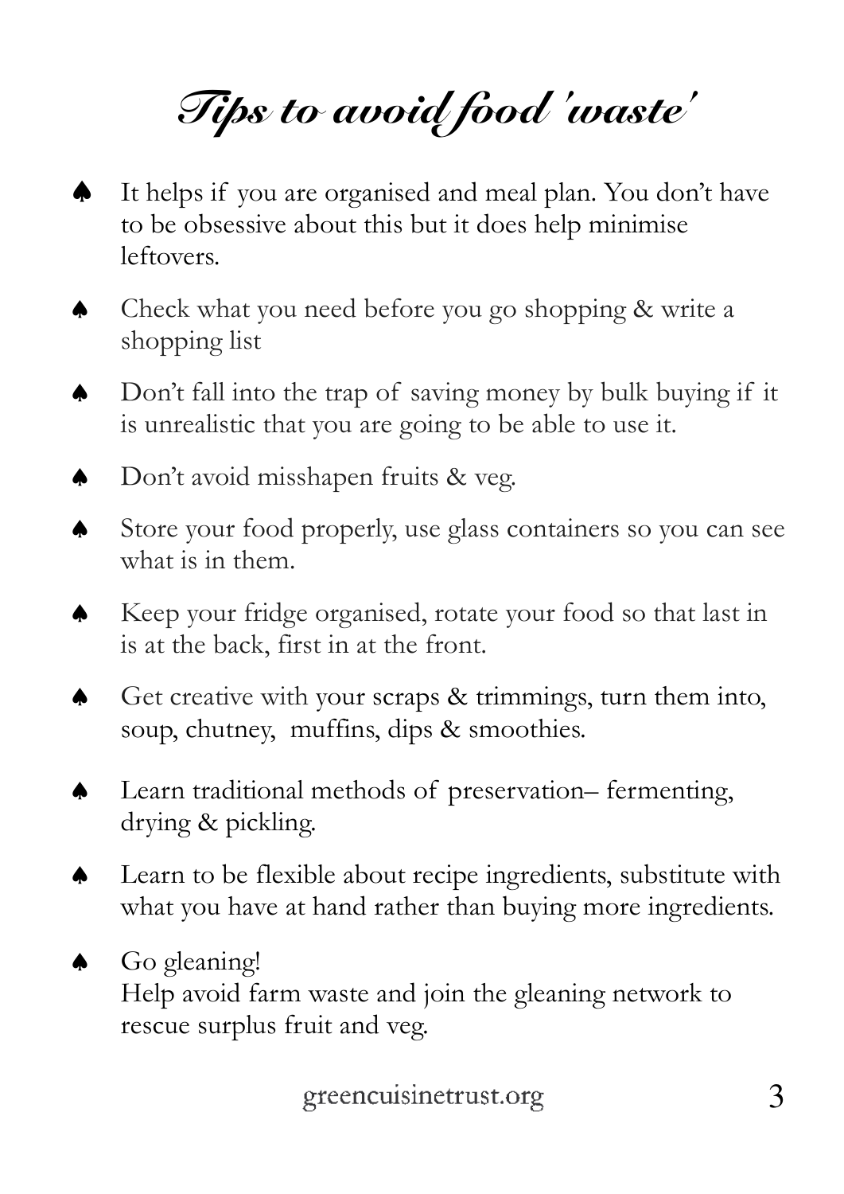# Tips to avoid food 'waste'

- It helps if you are organised and meal plan. You don't have to be obsessive about this but it does help minimise leftovers.
- Check what you need before you go shopping & write a shopping list
- Don't fall into the trap of saving money by bulk buying if it is unrealistic that you are going to be able to use it.
- Don't avoid misshapen fruits & veg.
- Store your food properly, use glass containers so you can see what is in them.
- Keep your fridge organised, rotate your food so that last in is at the back, first in at the front.
- Get creative with your scraps & trimmings, turn them into, soup, chutney, muffins, dips & smoothies.
- Learn traditional methods of preservation– fermenting, drying & pickling.
- Learn to be flexible about recipe ingredients, substitute with what you have at hand rather than buying more ingredients.
- Go gleaning!
  Help avoid farm waste and join the gleaning network to rescue surplus fruit and veg.

greencuisinetrust.org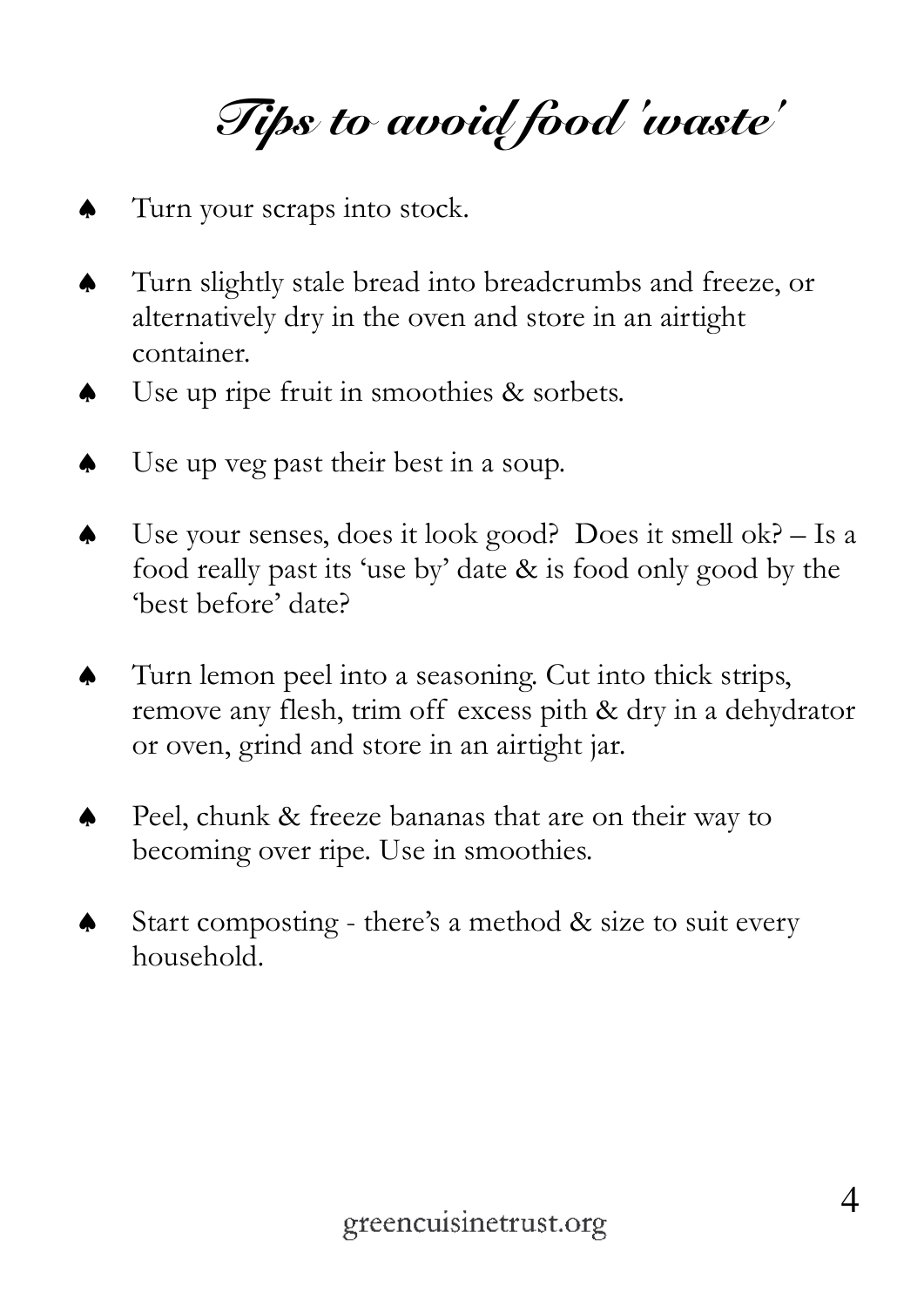# Tips to avoid food 'waste'

- Turn your scraps into stock.
- Turn slightly stale bread into breadcrumbs and freeze, or alternatively dry in the oven and store in an airtight container.
- Use up ripe fruit in smoothies & sorbets.
- Use up veg past their best in a soup.
- Use your senses, does it look good? Does it smell ok? – Is a food really past its 'use by' date & is food only good by the 'best before' date?
- Turn lemon peel into a seasoning. Cut into thick strips, remove any flesh, trim off excess pith & dry in a dehydrator or oven, grind and store in an airtight jar.
- Peel, chunk & freeze bananas that are on their way to becoming over ripe. Use in smoothies.
- Start composting - there's a method & size to suit every household.

greencuisinetrust.org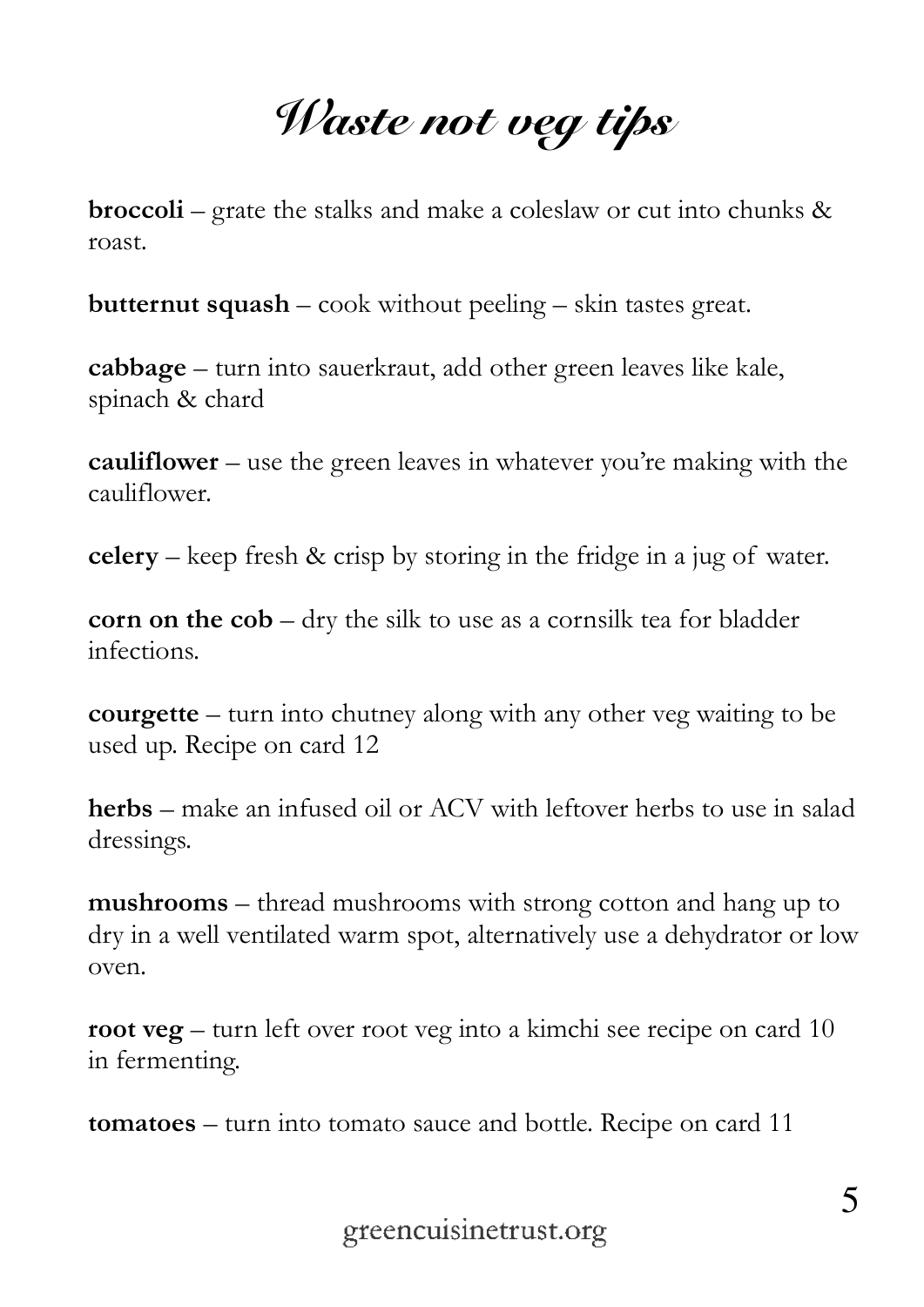# Waste not veg tips

**broccoli** – grate the stalks and make a coleslaw or cut into chunks & roast.

**butternut squash** – cook without peeling – skin tastes great.

**cabbage** – turn into sauerkraut, add other green leaves like kale, spinach & chard

**cauliflower** – use the green leaves in whatever you're making with the cauliflower.

**celery** – keep fresh & crisp by storing in the fridge in a jug of water.

**corn on the cob** – dry the silk to use as a cornsilk tea for bladder infections.

**courgette** – turn into chutney along with any other veg waiting to be used up. Recipe on card 12

**herbs** – make an infused oil or ACV with leftover herbs to use in salad dressings.

**mushrooms** – thread mushrooms with strong cotton and hang up to dry in a well ventilated warm spot, alternatively use a dehydrator or low oven.

**root veg** – turn left over root veg into a kimchi see recipe on card 10 in fermenting.

**tomatoes** – turn into tomato sauce and bottle. Recipe on card 11

greencuisinetrust.org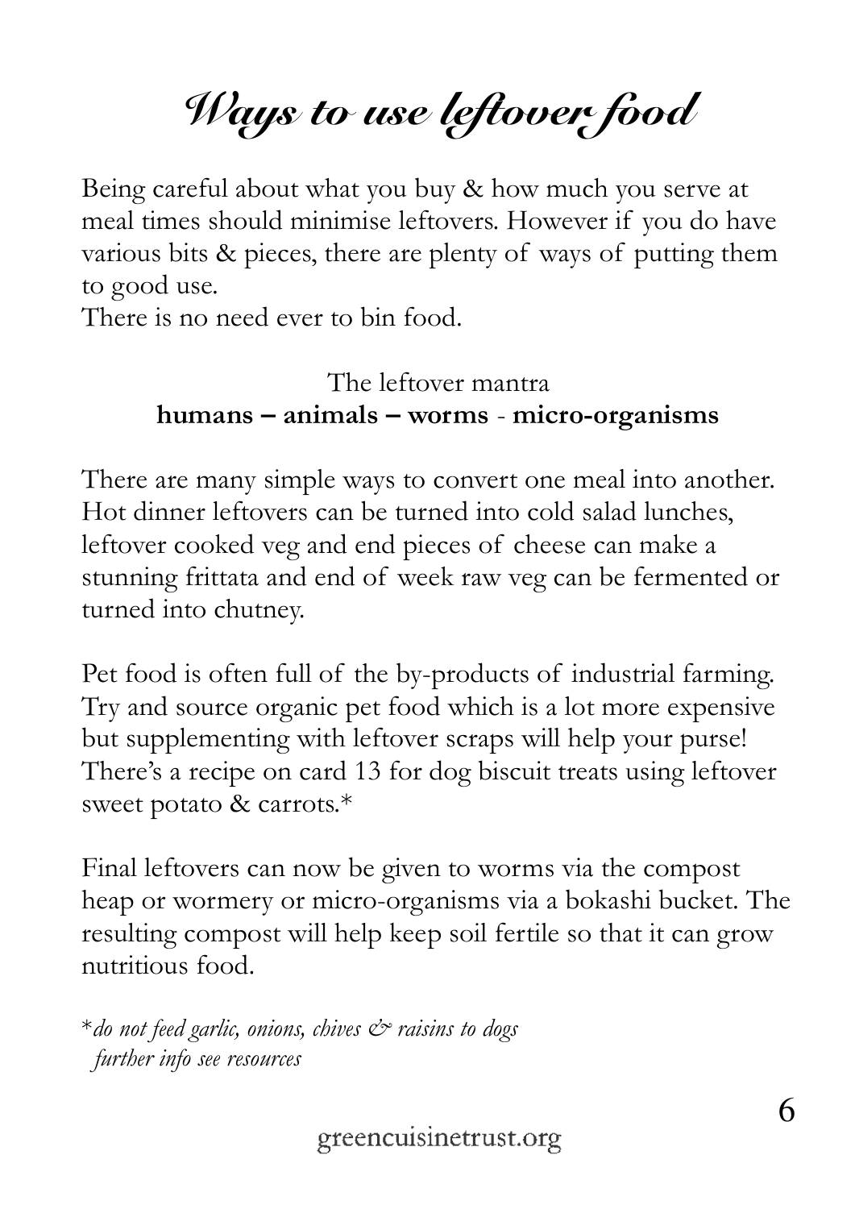# Ways to use leftover food

Being careful about what you buy & how much you serve at meal times should minimise leftovers. However if you do have various bits & pieces, there are plenty of ways of putting them to good use.
There is no need ever to bin food.

The leftover mantra
**humans – animals – worms - micro-organisms**

There are many simple ways to convert one meal into another. Hot dinner leftovers can be turned into cold salad lunches, leftover cooked veg and end pieces of cheese can make a stunning frittata and end of week raw veg can be fermented or turned into chutney.

Pet food is often full of the by-products of industrial farming. Try and source organic pet food which is a lot more expensive but supplementing with leftover scraps will help your purse! There's a recipe on card 13 for dog biscuit treats using leftover sweet potato & carrots.*

Final leftovers can now be given to worms via the compost heap or wormery or micro-organisms via a bokashi bucket. The resulting compost will help keep soil fertile so that it can grow nutritious food.

**do not feed garlic, onions, chives & raisins to dogs*
*further info see resources*

greencuisinetrust.org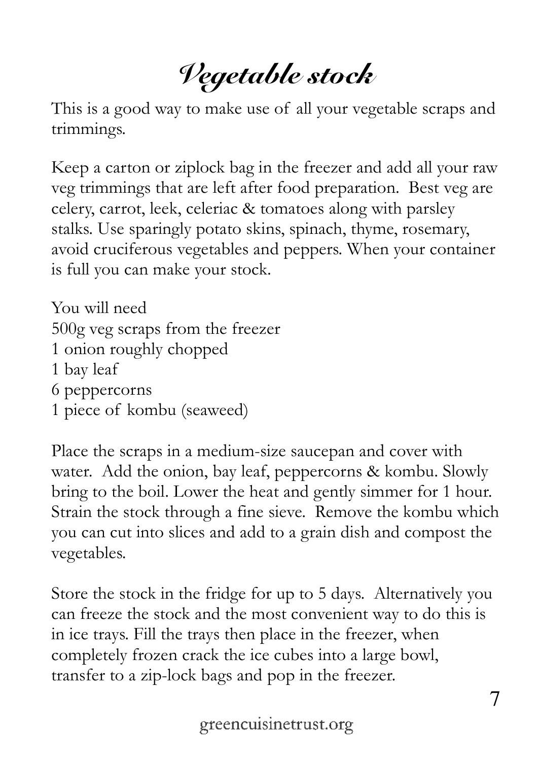# *Vegetable stock*

This is a good way to make use of all your vegetable scraps and trimmings.

Keep a carton or ziplock bag in the freezer and add all your raw veg trimmings that are left after food preparation. Best veg are celery, carrot, leek, celeriac & tomatoes along with parsley stalks. Use sparingly potato skins, spinach, thyme, rosemary, avoid cruciferous vegetables and peppers. When your container is full you can make your stock.

You will need
500g veg scraps from the freezer
1 onion roughly chopped
1 bay leaf
6 peppercorns
1 piece of kombu (seaweed)

Place the scraps in a medium-size saucepan and cover with water. Add the onion, bay leaf, peppercorns & kombu. Slowly bring to the boil. Lower the heat and gently simmer for 1 hour. Strain the stock through a fine sieve. Remove the kombu which you can cut into slices and add to a grain dish and compost the vegetables.

Store the stock in the fridge for up to 5 days. Alternatively you can freeze the stock and the most convenient way to do this is in ice trays. Fill the trays then place in the freezer, when completely frozen crack the ice cubes into a large bowl, transfer to a zip-lock bags and pop in the freezer.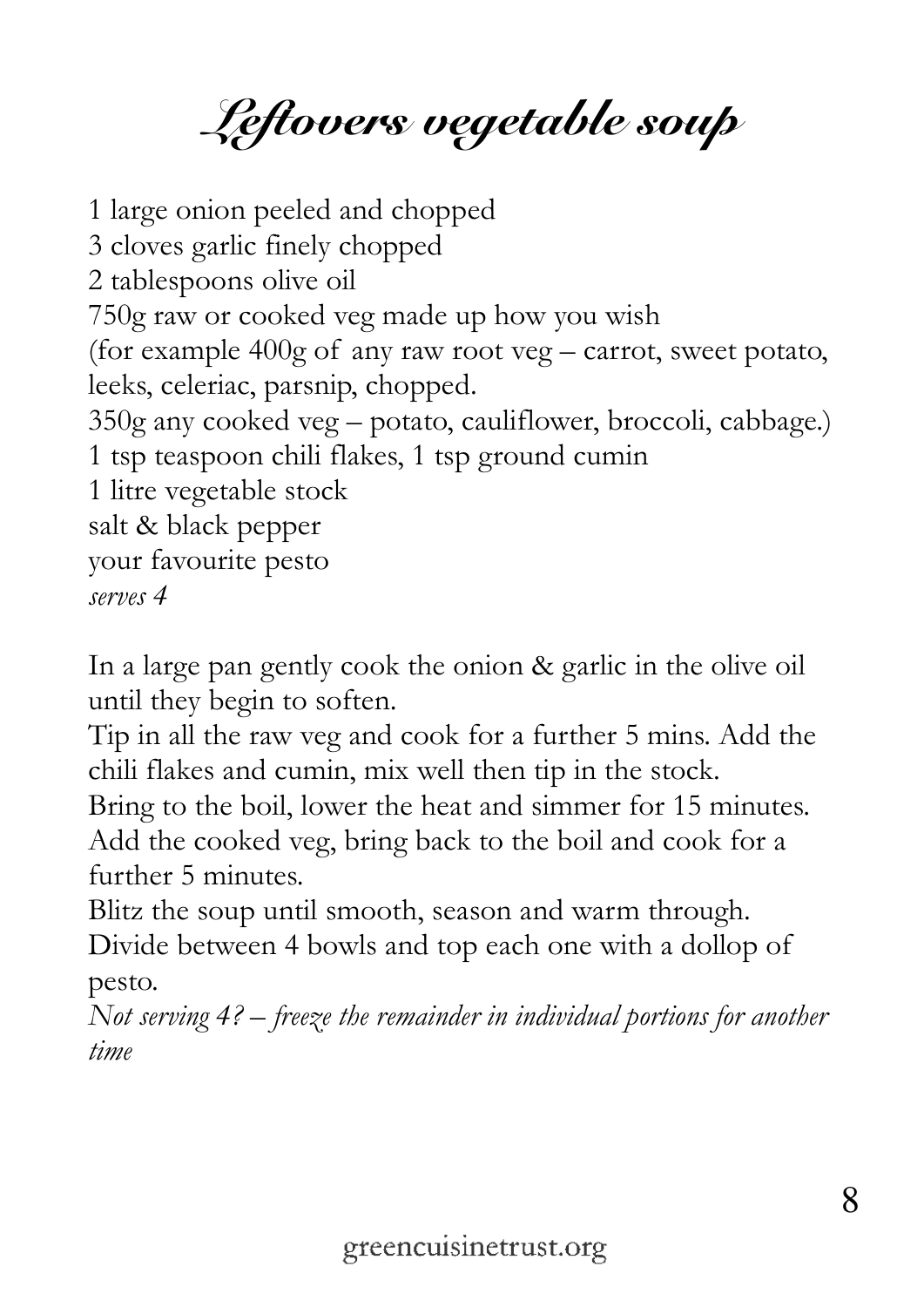# Leftovers vegetable soup

1 large onion peeled and chopped
3 cloves garlic finely chopped
2 tablespoons olive oil
750g raw or cooked veg made up how you wish
(for example 400g of any raw root veg – carrot, sweet potato, leeks, celeriac, parsnip, chopped.
350g any cooked veg – potato, cauliflower, broccoli, cabbage.)
1 tsp teaspoon chili flakes, 1 tsp ground cumin
1 litre vegetable stock
salt & black pepper
your favourite pesto
*serves 4*

In a large pan gently cook the onion & garlic in the olive oil until they begin to soften.
Tip in all the raw veg and cook for a further 5 mins. Add the chili flakes and cumin, mix well then tip in the stock.
Bring to the boil, lower the heat and simmer for 15 minutes.
Add the cooked veg, bring back to the boil and cook for a further 5 minutes.
Blitz the soup until smooth, season and warm through.
Divide between 4 bowls and top each one with a dollop of pesto.
*Not serving 4? – freeze the remainder in individual portions for another time*

greencuisinetrust.org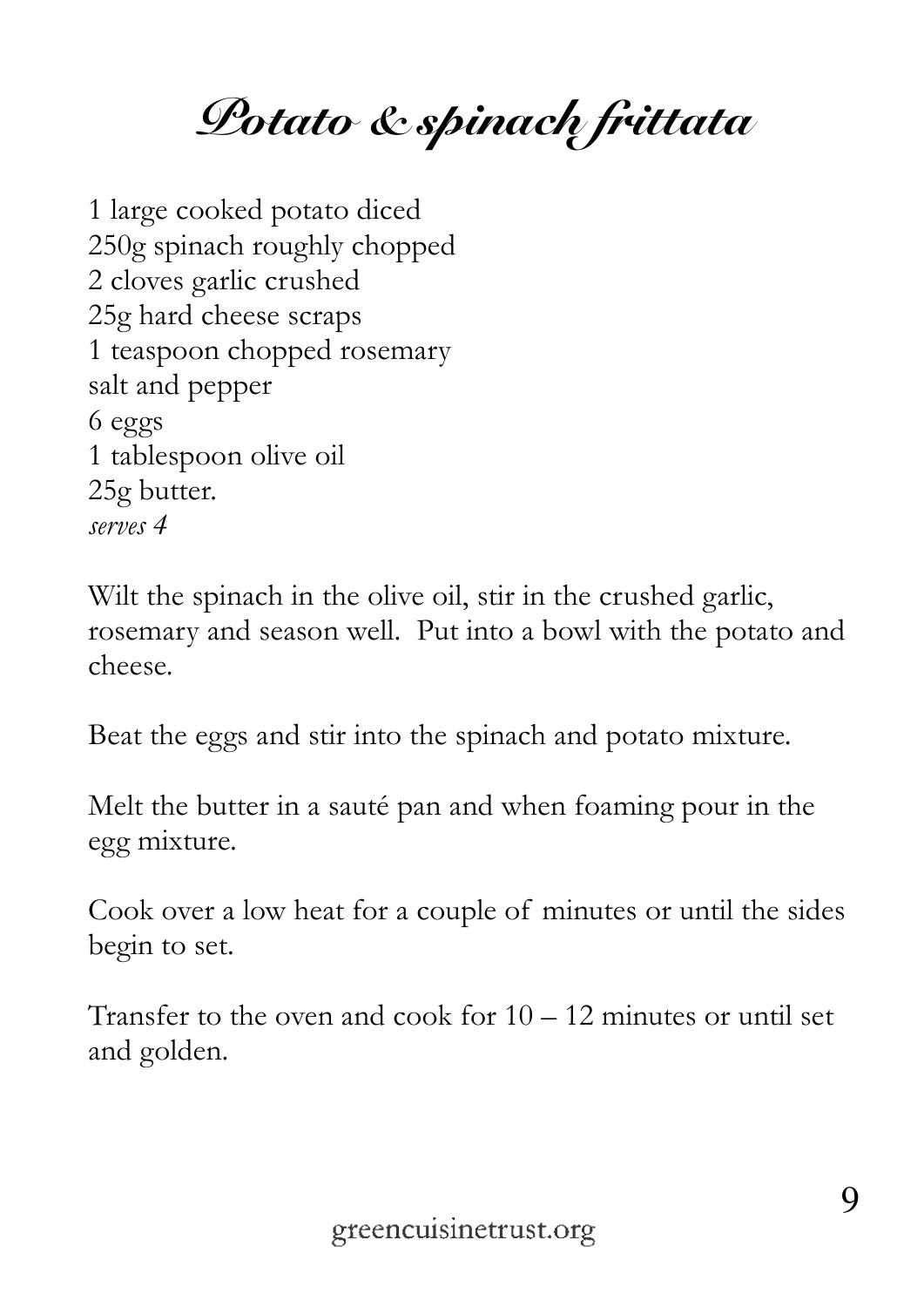# Potato & spinach frittata

1 large cooked potato diced
250g spinach roughly chopped
2 cloves garlic crushed
25g hard cheese scraps
1 teaspoon chopped rosemary
salt and pepper
6 eggs
1 tablespoon olive oil
25g butter.
*serves 4*

Wilt the spinach in the olive oil, stir in the crushed garlic, rosemary and season well. Put into a bowl with the potato and cheese.

Beat the eggs and stir into the spinach and potato mixture.

Melt the butter in a sauté pan and when foaming pour in the egg mixture.

Cook over a low heat for a couple of minutes or until the sides begin to set.

Transfer to the oven and cook for 10 – 12 minutes or until set and golden.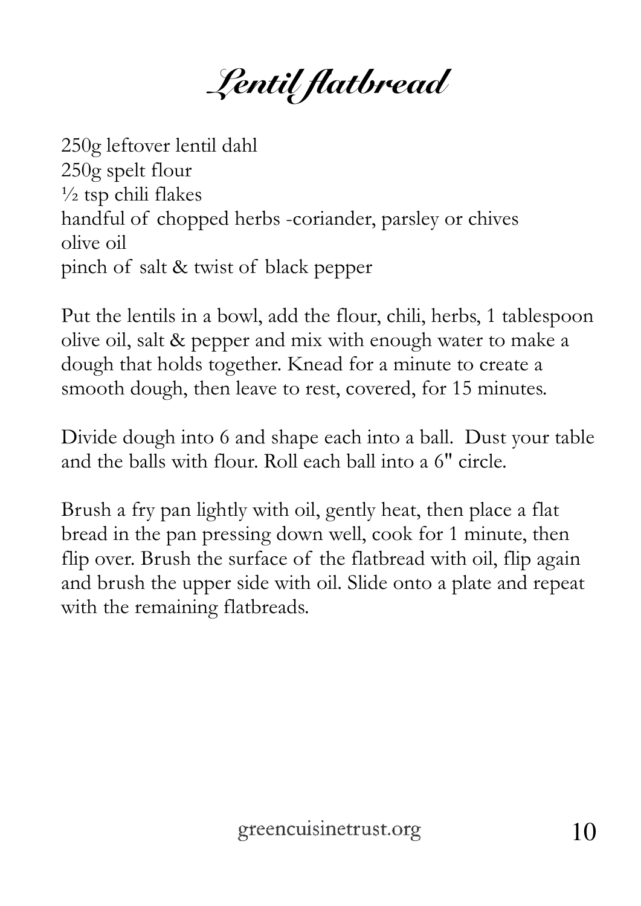# Lentil flatbread

250g leftover lentil dahl
250g spelt flour
½ tsp chili flakes
handful of chopped herbs -coriander, parsley or chives
olive oil
pinch of salt & twist of black pepper

Put the lentils in a bowl, add the flour, chili, herbs, 1 tablespoon olive oil, salt & pepper and mix with enough water to make a dough that holds together. Knead for a minute to create a smooth dough, then leave to rest, covered, for 15 minutes.

Divide dough into 6 and shape each into a ball. Dust your table and the balls with flour. Roll each ball into a 6" circle.

Brush a fry pan lightly with oil, gently heat, then place a flat bread in the pan pressing down well, cook for 1 minute, then flip over. Brush the surface of the flatbread with oil, flip again and brush the upper side with oil. Slide onto a plate and repeat with the remaining flatbreads.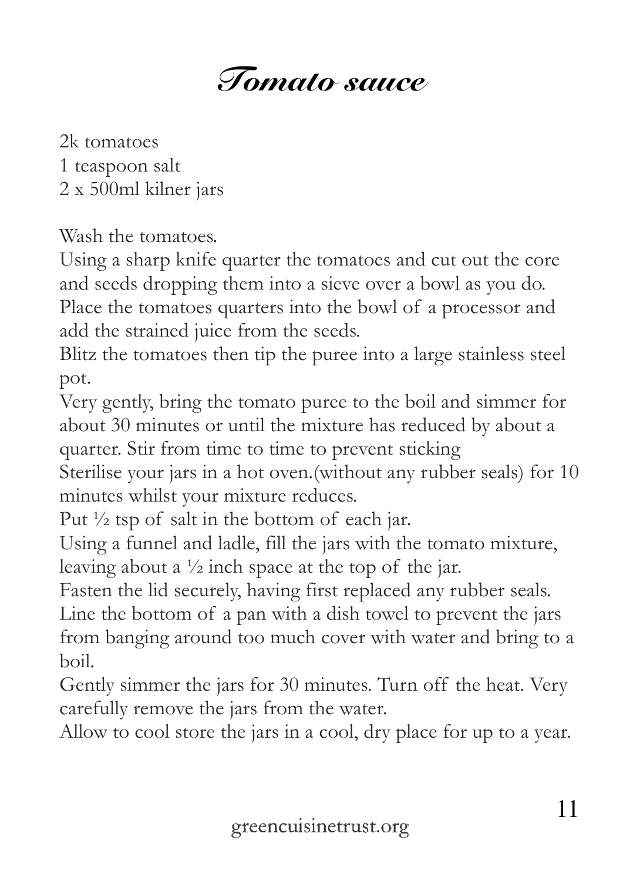# Tomato sauce

2k tomatoes
1 teaspoon salt
2 x 500ml kilner jars

Wash the tomatoes.
Using a sharp knife quarter the tomatoes and cut out the core and seeds dropping them into a sieve over a bowl as you do.
Place the tomatoes quarters into the bowl of a processor and add the strained juice from the seeds.
Blitz the tomatoes then tip the puree into a large stainless steel pot.
Very gently, bring the tomato puree to the boil and simmer for about 30 minutes or until the mixture has reduced by about a quarter. Stir from time to time to prevent sticking
Sterilise your jars in a hot oven.(without any rubber seals) for 10 minutes whilst your mixture reduces.
Put ½ tsp of salt in the bottom of each jar.
Using a funnel and ladle, fill the jars with the tomato mixture, leaving about a ½ inch space at the top of the jar.
Fasten the lid securely, having first replaced any rubber seals.
Line the bottom of a pan with a dish towel to prevent the jars from banging around too much cover with water and bring to a boil.
Gently simmer the jars for 30 minutes. Turn off the heat. Very carefully remove the jars from the water.
Allow to cool store the jars in a cool, dry place for up to a year.

greencuisinetrust.org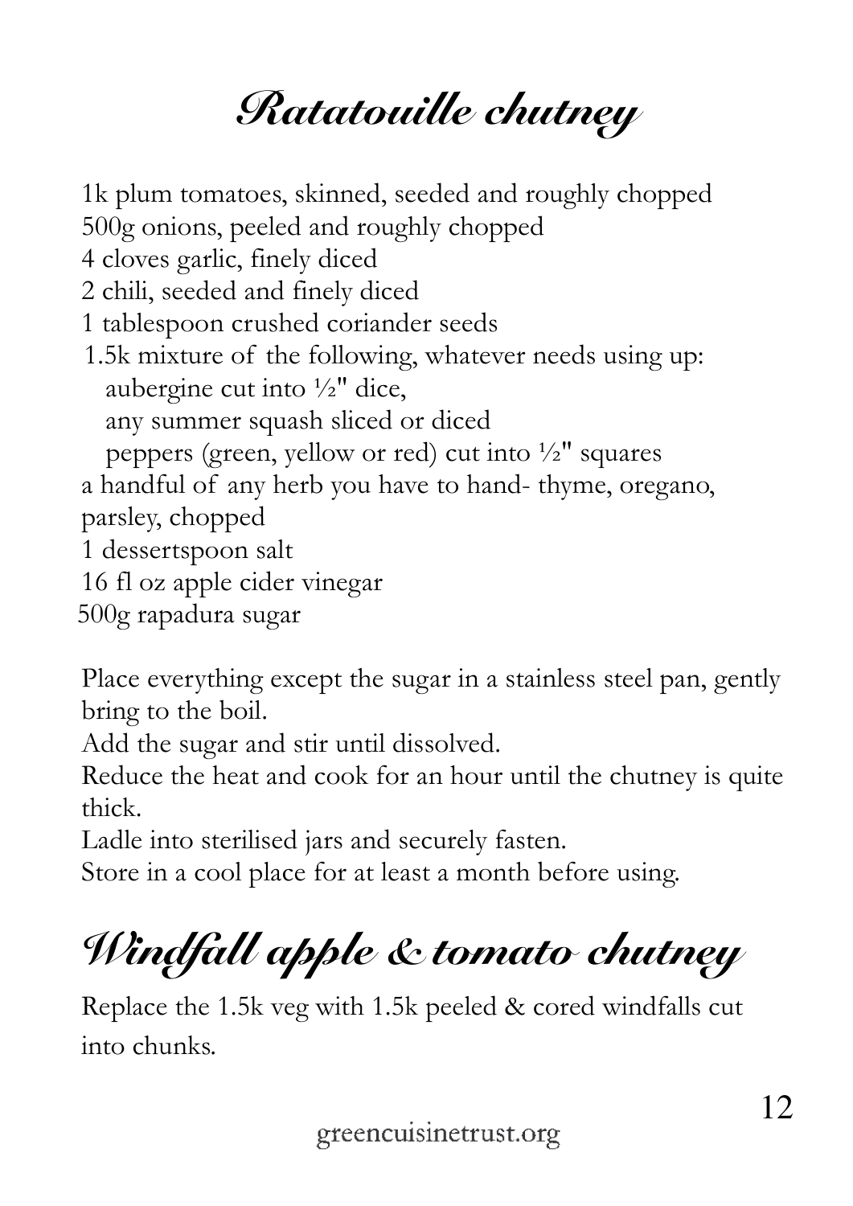# Ratatouille chutney

1k plum tomatoes, skinned, seeded and roughly chopped
500g onions, peeled and roughly chopped
4 cloves garlic, finely diced
2 chili, seeded and finely diced
1 tablespoon crushed coriander seeds
1.5k mixture of the following, whatever needs using up:
  aubergine cut into ½" dice,
  any summer squash sliced or diced
  peppers (green, yellow or red) cut into ½" squares
a handful of any herb you have to hand- thyme, oregano, parsley, chopped
1 dessertspoon salt
16 fl oz apple cider vinegar
500g rapadura sugar

Place everything except the sugar in a stainless steel pan, gently bring to the boil.
Add the sugar and stir until dissolved.
Reduce the heat and cook for an hour until the chutney is quite thick.
Ladle into sterilised jars and securely fasten.
Store in a cool place for at least a month before using.

# Windfall apple & tomato chutney

Replace the 1.5k veg with 1.5k peeled & cored windfalls cut into chunks.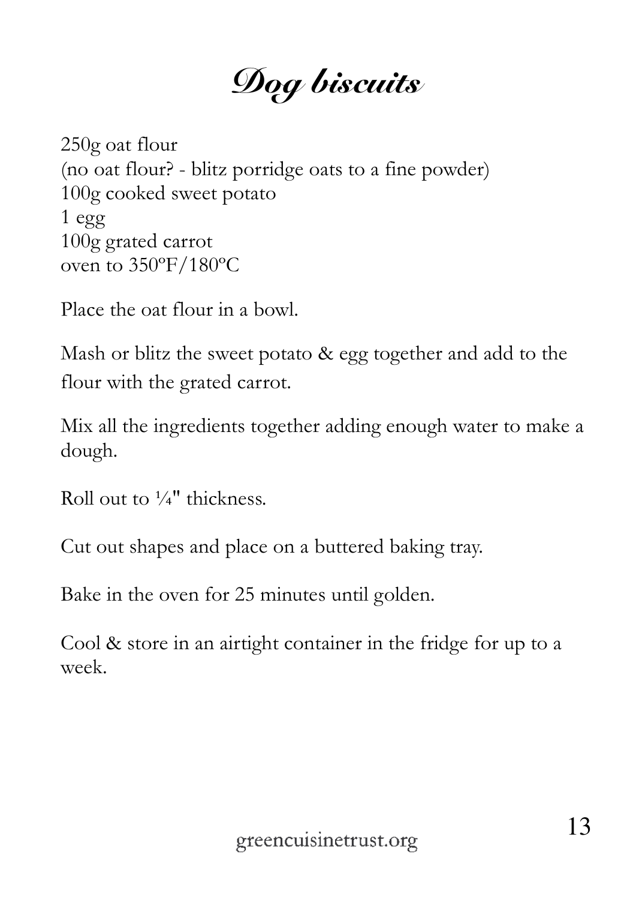# *Dog biscuits*

250g oat flour
(no oat flour? - blitz porridge oats to a fine powder)
100g cooked sweet potato
1 egg
100g grated carrot
oven to 350ºF/180ºC

Place the oat flour in a bowl.

Mash or blitz the sweet potato & egg together and add to the flour with the grated carrot.

Mix all the ingredients together adding enough water to make a dough.

Roll out to ¼" thickness.

Cut out shapes and place on a buttered baking tray.

Bake in the oven for 25 minutes until golden.

Cool & store in an airtight container in the fridge for up to a week.

greencuisinetrust.org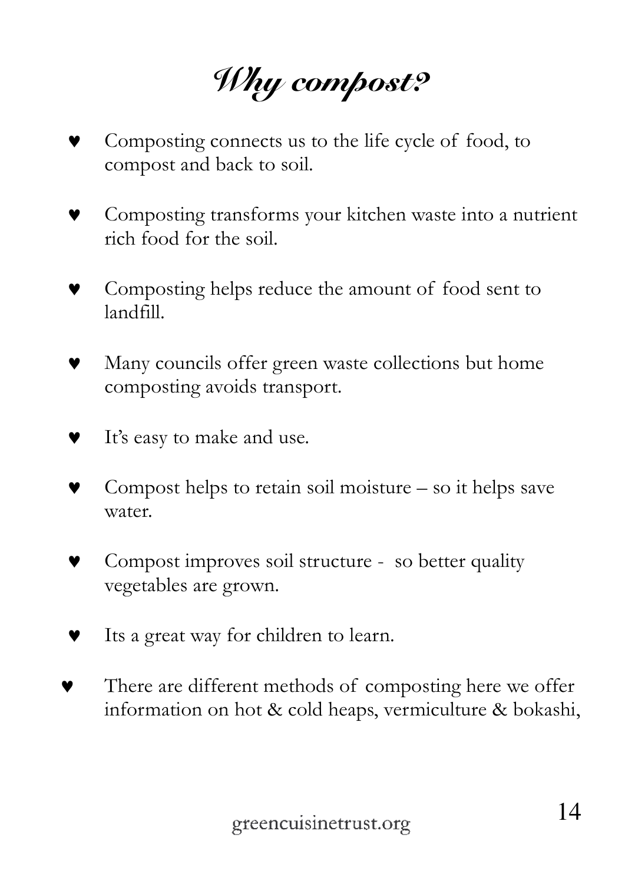# *Why compost?*

- Composting connects us to the life cycle of food, to compost and back to soil.
- Composting transforms your kitchen waste into a nutrient rich food for the soil.
- Composting helps reduce the amount of food sent to landfill.
- Many councils offer green waste collections but home composting avoids transport.
- It's easy to make and use.
- Compost helps to retain soil moisture – so it helps save water.
- Compost improves soil structure - so better quality vegetables are grown.
- Its a great way for children to learn.
- There are different methods of composting here we offer information on hot & cold heaps, vermiculture & bokashi,

greencuisinetrust.org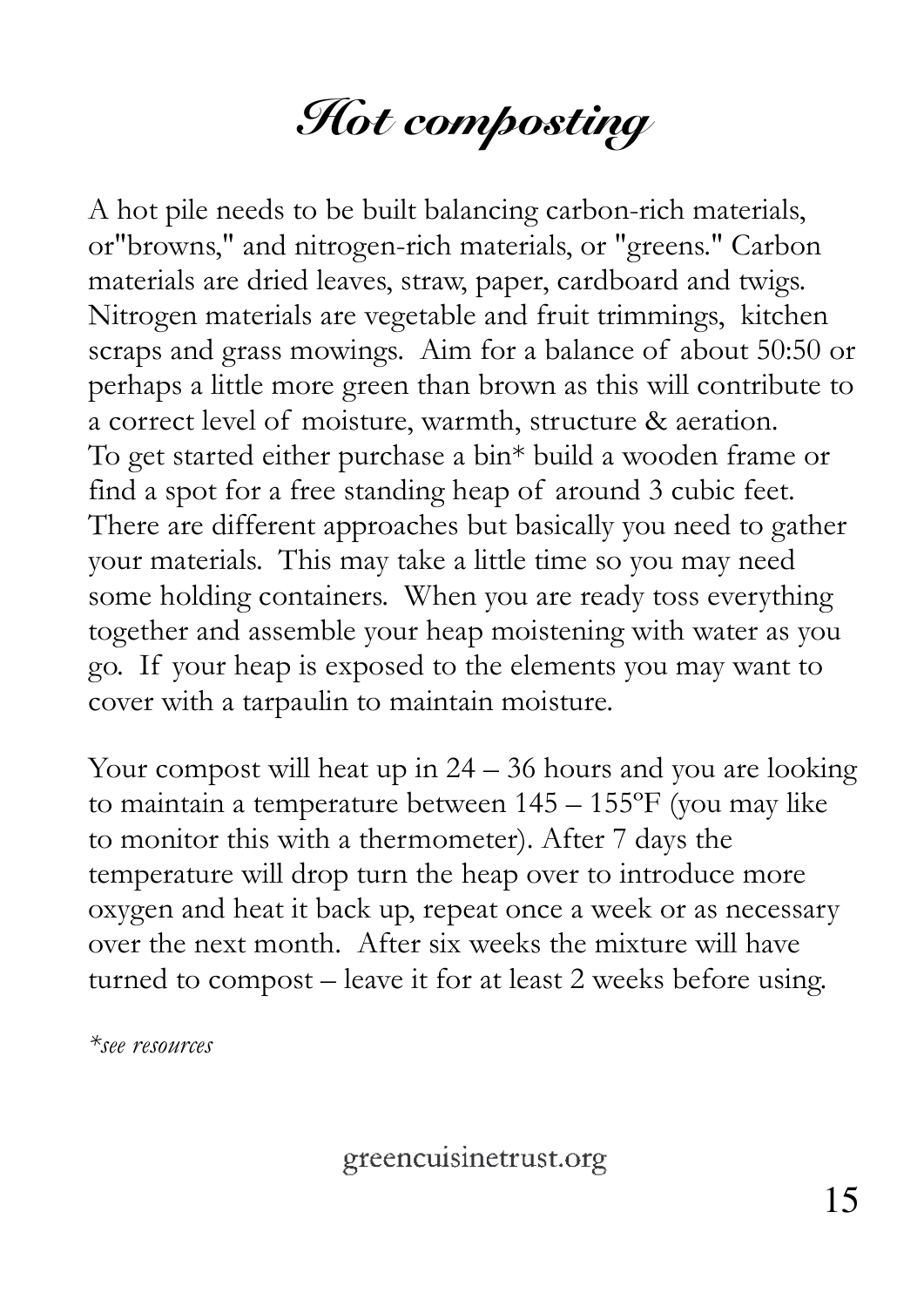# Hot composting

A hot pile needs to be built balancing carbon-rich materials, or"browns," and nitrogen-rich materials, or "greens." Carbon materials are dried leaves, straw, paper, cardboard and twigs. Nitrogen materials are vegetable and fruit trimmings, kitchen scraps and grass mowings. Aim for a balance of about 50:50 or perhaps a little more green than brown as this will contribute to a correct level of moisture, warmth, structure & aeration. To get started either purchase a bin* build a wooden frame or find a spot for a free standing heap of around 3 cubic feet. There are different approaches but basically you need to gather your materials. This may take a little time so you may need some holding containers. When you are ready toss everything together and assemble your heap moistening with water as you go. If your heap is exposed to the elements you may want to cover with a tarpaulin to maintain moisture.

Your compost will heat up in 24 – 36 hours and you are looking to maintain a temperature between 145 – 155ºF (you may like to monitor this with a thermometer). After 7 days the temperature will drop turn the heap over to introduce more oxygen and heat it back up, repeat once a week or as necessary over the next month. After six weeks the mixture will have turned to compost – leave it for at least 2 weeks before using.

*\*see resources*

greencuisinetrust.org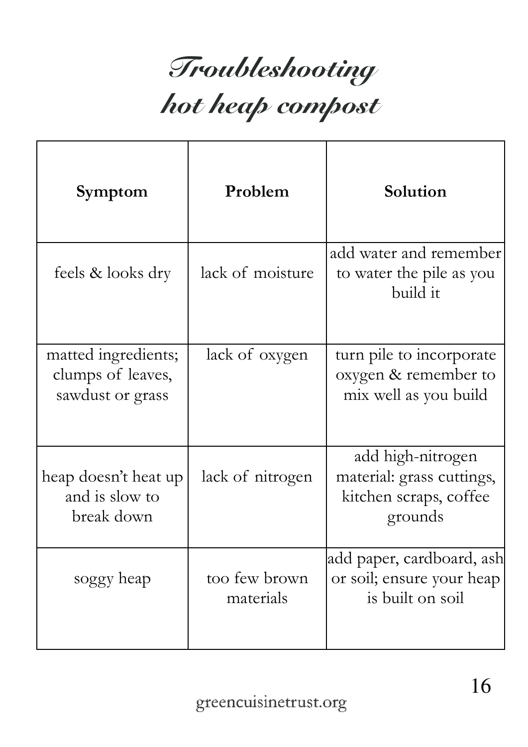# Troubleshooting hot heap compost

| Symptom | Problem | Solution |
| --- | --- | --- |
| feels & looks dry | lack of moisture | add water and remember to water the pile as you build it |
| matted ingredients; clumps of leaves, sawdust or grass | lack of oxygen | turn pile to incorporate oxygen & remember to mix well as you build |
| heap doesn't heat up and is slow to break down | lack of nitrogen | add high-nitrogen material: grass cuttings, kitchen scraps, coffee grounds |
| soggy heap | too few brown materials | add paper, cardboard, ash or soil; ensure your heap is built on soil |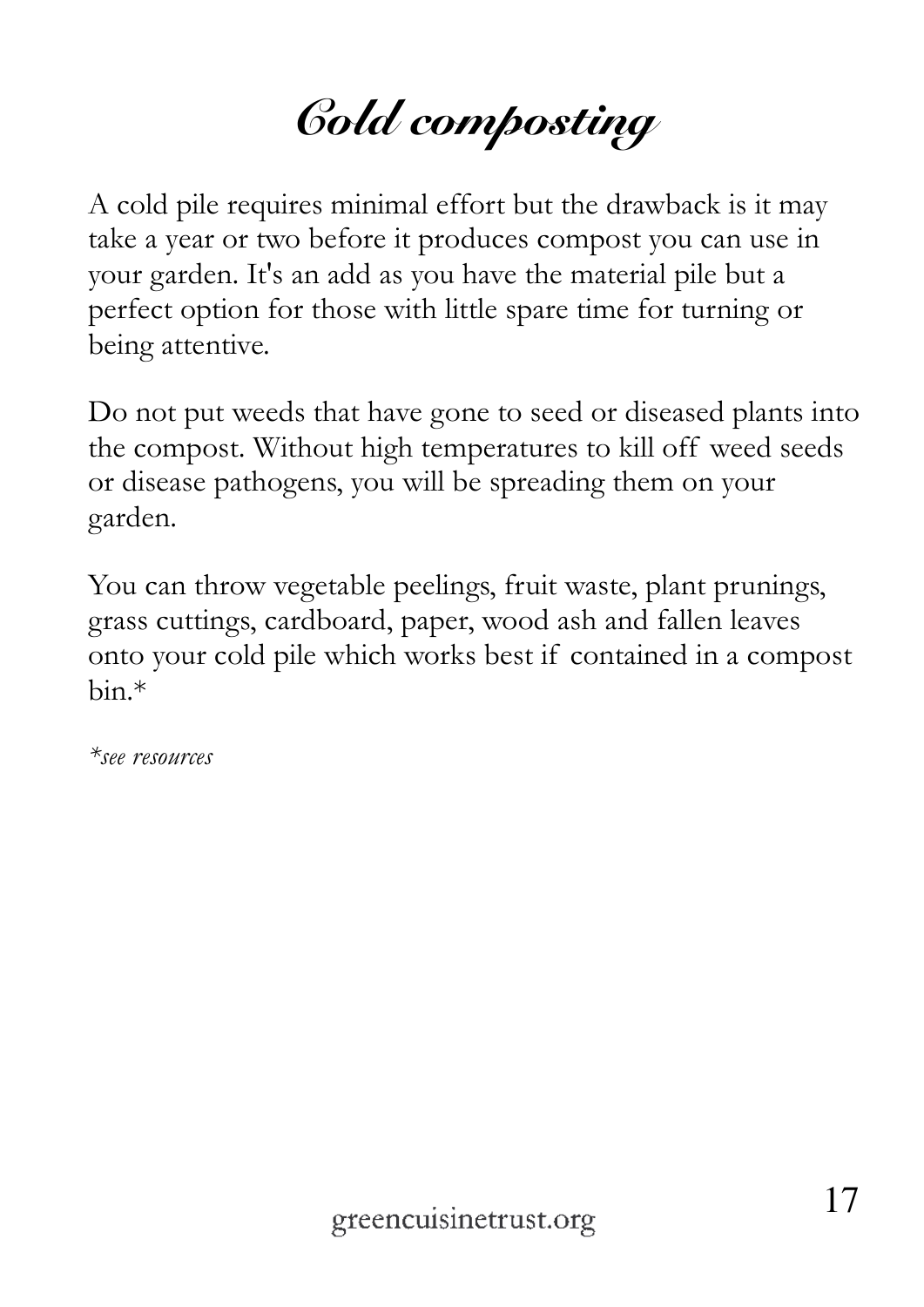# Cold composting

A cold pile requires minimal effort but the drawback is it may take a year or two before it produces compost you can use in your garden. It's an add as you have the material pile but a perfect option for those with little spare time for turning or being attentive.

Do not put weeds that have gone to seed or diseased plants into the compost. Without high temperatures to kill off weed seeds or disease pathogens, you will be spreading them on your garden.

You can throw vegetable peelings, fruit waste, plant prunings, grass cuttings, cardboard, paper, wood ash and fallen leaves onto your cold pile which works best if contained in a compost bin.*

*\*see resources*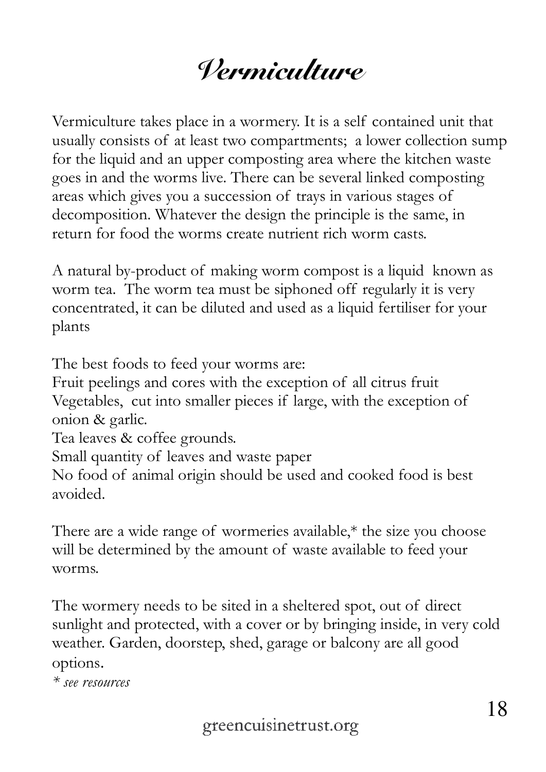# Vermiculture

Vermiculture takes place in a wormery. It is a self contained unit that usually consists of at least two compartments; a lower collection sump for the liquid and an upper composting area where the kitchen waste goes in and the worms live. There can be several linked composting areas which gives you a succession of trays in various stages of decomposition. Whatever the design the principle is the same, in return for food the worms create nutrient rich worm casts.

A natural by-product of making worm compost is a liquid known as worm tea. The worm tea must be siphoned off regularly it is very concentrated, it can be diluted and used as a liquid fertiliser for your plants

The best foods to feed your worms are:
Fruit peelings and cores with the exception of all citrus fruit
Vegetables, cut into smaller pieces if large, with the exception of onion & garlic.
Tea leaves & coffee grounds.
Small quantity of leaves and waste paper
No food of animal origin should be used and cooked food is best avoided.

There are a wide range of wormeries available,* the size you choose will be determined by the amount of waste available to feed your worms.

The wormery needs to be sited in a sheltered spot, out of direct sunlight and protected, with a cover or by bringing inside, in very cold weather. Garden, doorstep, shed, garage or balcony are all good options.

*\* see resources*

greencuisinetrust.org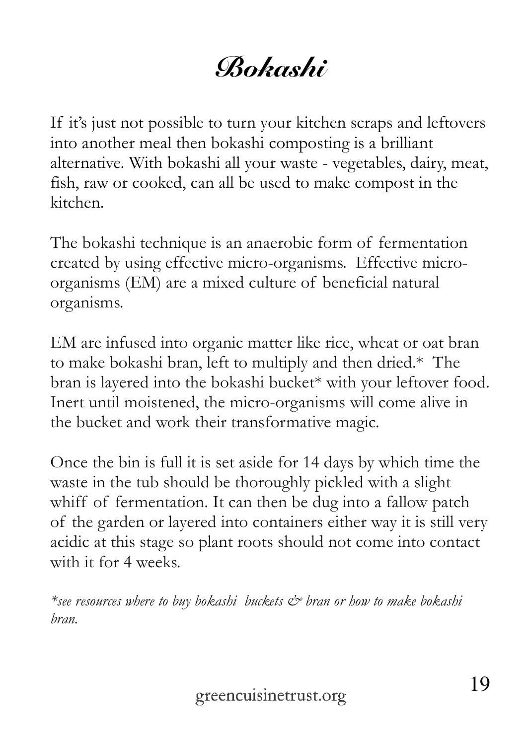# Bokashi

If it's just not possible to turn your kitchen scraps and leftovers into another meal then bokashi composting is a brilliant alternative. With bokashi all your waste - vegetables, dairy, meat, fish, raw or cooked, can all be used to make compost in the kitchen.

The bokashi technique is an anaerobic form of fermentation created by using effective micro-organisms. Effective micro-organisms (EM) are a mixed culture of beneficial natural organisms.

EM are infused into organic matter like rice, wheat or oat bran to make bokashi bran, left to multiply and then dried.* The bran is layered into the bokashi bucket* with your leftover food. Inert until moistened, the micro-organisms will come alive in the bucket and work their transformative magic.

Once the bin is full it is set aside for 14 days by which time the waste in the tub should be thoroughly pickled with a slight whiff of fermentation. It can then be dug into a fallow patch of the garden or layered into containers either way it is still very acidic at this stage so plant roots should not come into contact with it for 4 weeks.

*\*see resources where to buy bokashi buckets & bran or how to make bokashi bran.*

greencuisinetrust.org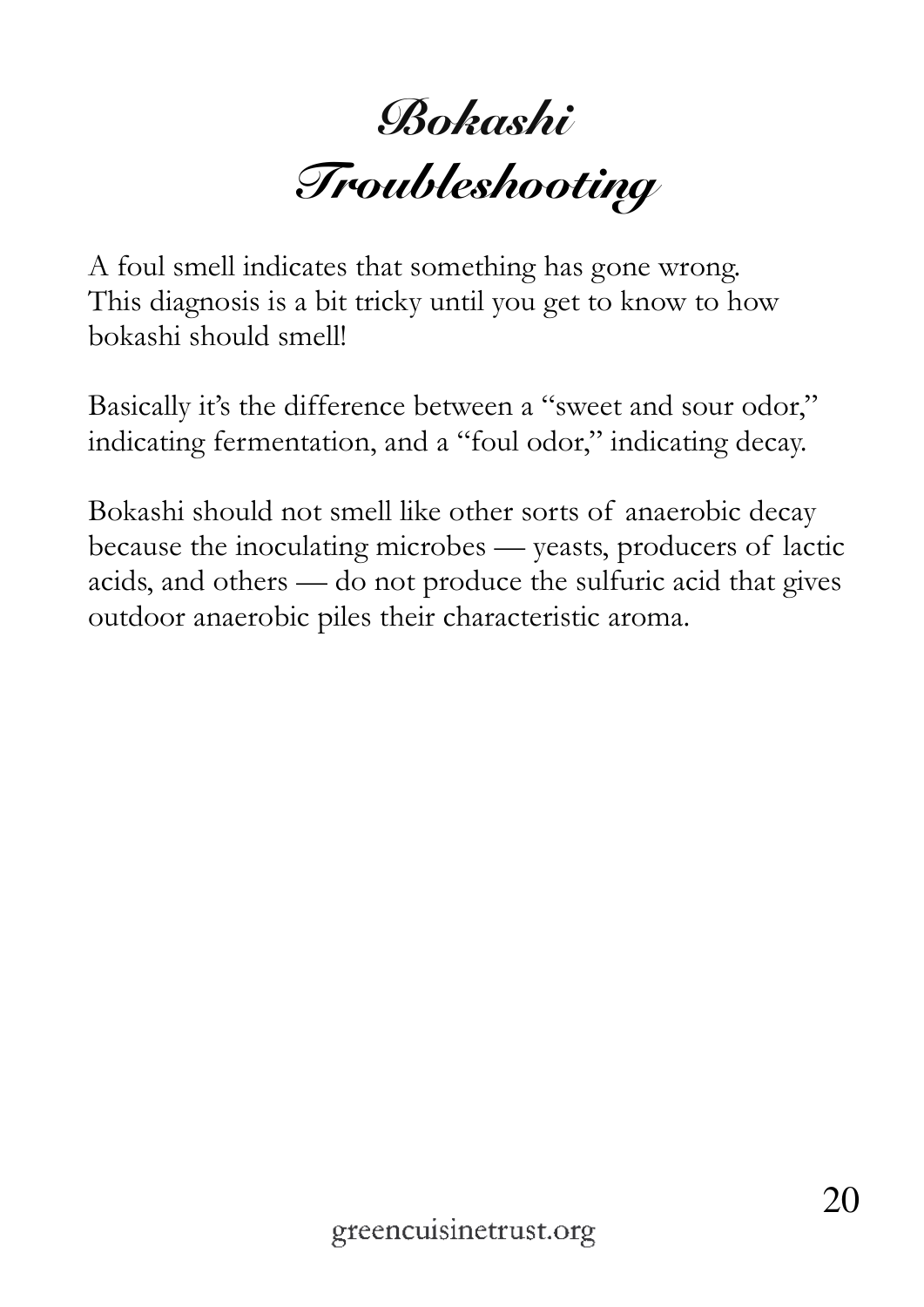# Bokashi Troubleshooting

A foul smell indicates that something has gone wrong. This diagnosis is a bit tricky until you get to know to how bokashi should smell!

Basically it's the difference between a "sweet and sour odor," indicating fermentation, and a "foul odor," indicating decay.

Bokashi should not smell like other sorts of anaerobic decay because the inoculating microbes — yeasts, producers of lactic acids, and others — do not produce the sulfuric acid that gives outdoor anaerobic piles their characteristic aroma.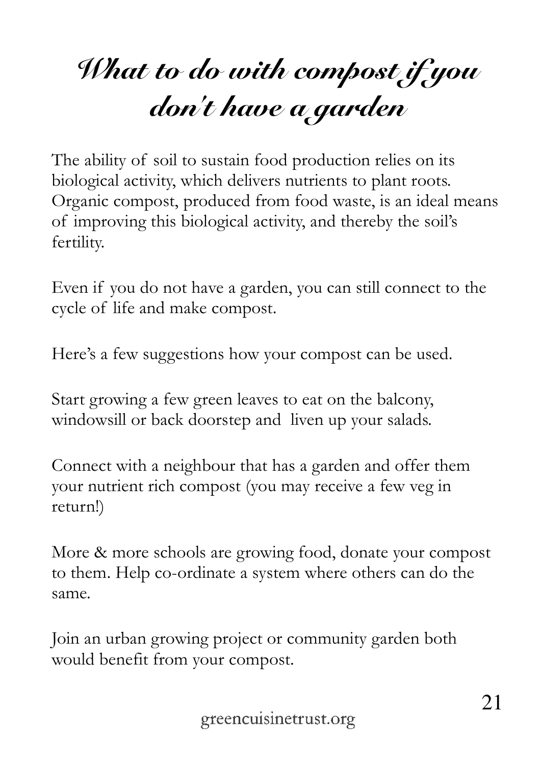# What to do with compost if you don't have a garden

The ability of soil to sustain food production relies on its biological activity, which delivers nutrients to plant roots. Organic compost, produced from food waste, is an ideal means of improving this biological activity, and thereby the soil's fertility.

Even if you do not have a garden, you can still connect to the cycle of life and make compost.

Here's a few suggestions how your compost can be used.

Start growing a few green leaves to eat on the balcony, windowsill or back doorstep and liven up your salads.

Connect with a neighbour that has a garden and offer them your nutrient rich compost (you may receive a few veg in return!)

More & more schools are growing food, donate your compost to them. Help co-ordinate a system where others can do the same.

Join an urban growing project or community garden both would benefit from your compost.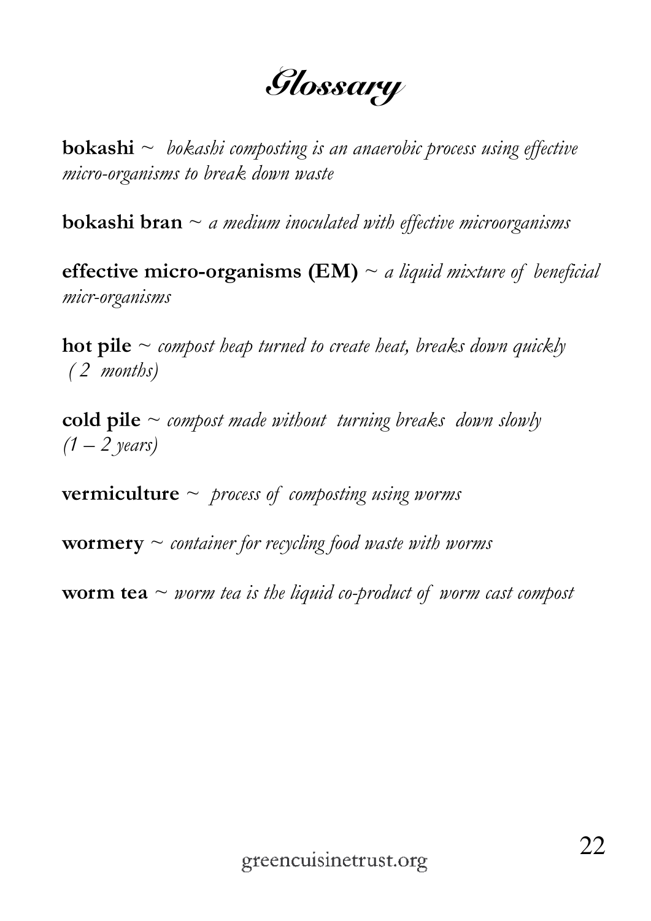# *Glossary*

**bokashi** ~ *bokashi composting is an anaerobic process using effective micro-organisms to break down waste*

**bokashi bran** ~ *a medium inoculated with effective microorganisms*

**effective micro-organisms (EM)** ~ *a liquid mixture of beneficial micr-organisms*

**hot pile** ~ *compost heap turned to create heat, breaks down quickly ( 2 months)*

**cold pile** ~ *compost made without turning breaks down slowly (1 – 2 years)*

**vermiculture** ~ *process of composting using worms*

**wormery** ~ *container for recycling food waste with worms*

**worm tea** ~ *worm tea is the liquid co-product of worm cast compost*

greencuisinetrust.org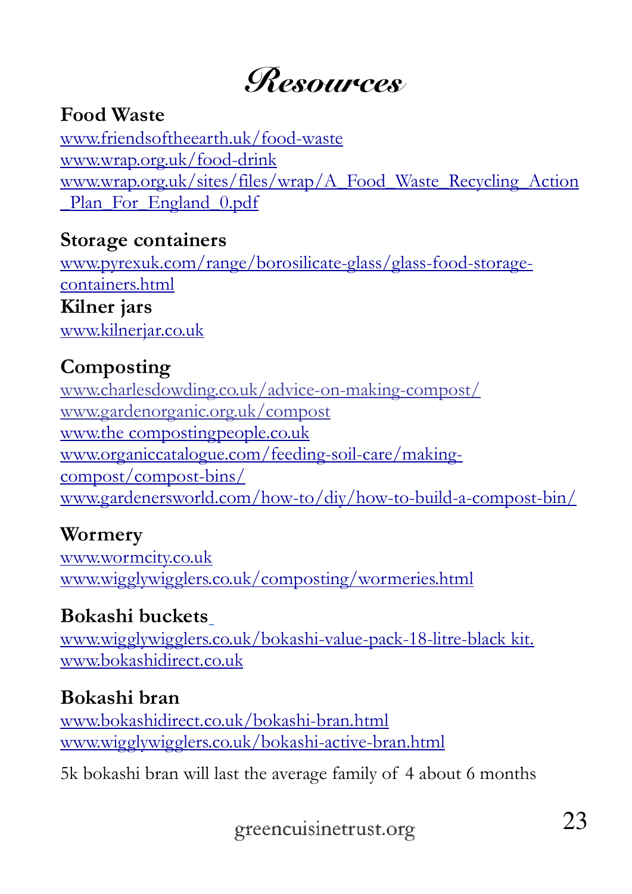# Resources

## Food Waste

www.friendsoftheearth.uk/food-waste
www.wrap.org.uk/food-drink
www.wrap.org.uk/sites/files/wrap/A_Food_Waste_Recycling_Action_Plan_For_England_0.pdf

## Storage containers

www.pyrexuk.com/range/borosilicate-glass/glass-food-storage-containers.html

## Kilner jars

www.kilnerjar.co.uk

## Composting

www.charlesdowding.co.uk/advice-on-making-compost/
www.gardenorganic.org.uk/compost
www.the compostingpeople.co.uk
www.organiccatalogue.com/feeding-soil-care/making-compost/compost-bins/
www.gardenersworld.com/how-to/diy/how-to-build-a-compost-bin/

## Wormery

www.wormcity.co.uk
www.wigglywigglers.co.uk/composting/wormeries.html

## Bokashi buckets

www.wigglywigglers.co.uk/bokashi-value-pack-18-litre-black kit.
www.bokashidirect.co.uk

## Bokashi bran

www.bokashidirect.co.uk/bokashi-bran.html
www.wigglywigglers.co.uk/bokashi-active-bran.html

5k bokashi bran will last the average family of 4 about 6 months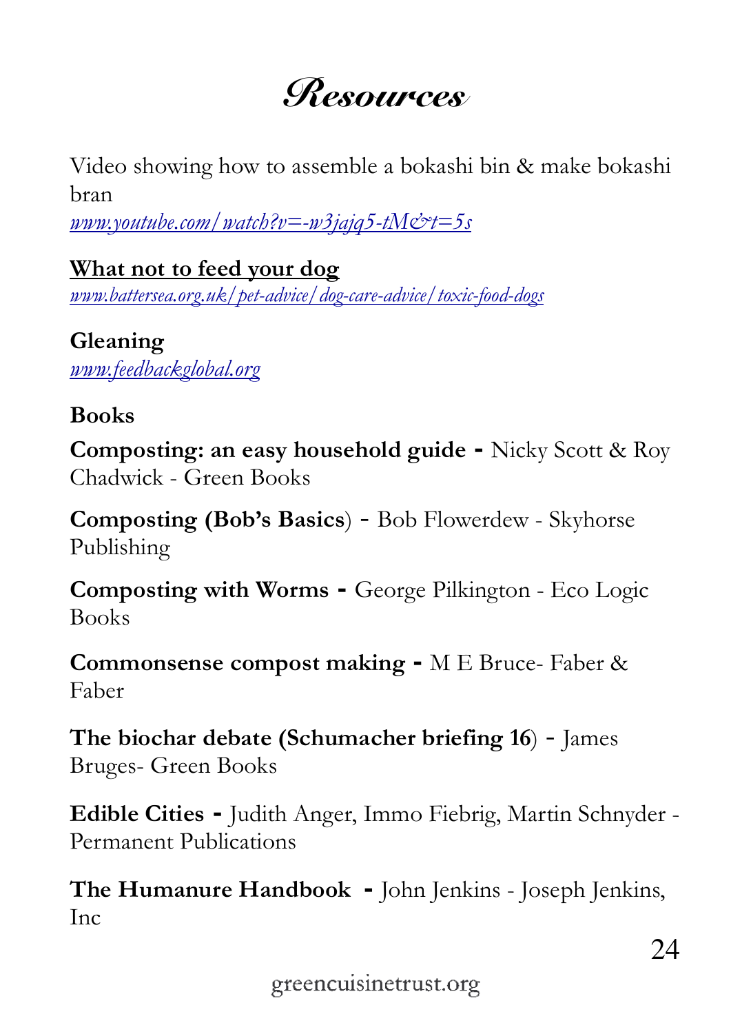# Resources

Video showing how to assemble a bokashi bin & make bokashi bran
*www.youtube.com/watch?v=-w3jajq5-tM&t=5s*

**What not to feed your dog**
*www.battersea.org.uk/pet-advice/dog-care-advice/toxic-food-dogs*

**Gleaning**
*www.feedbackglobal.org*

**Books**

**Composting: an easy household guide -** Nicky Scott & Roy Chadwick - Green Books

**Composting (Bob's Basics**) - Bob Flowerdew - Skyhorse Publishing

**Composting with Worms -** George Pilkington - Eco Logic Books

**Commonsense compost making -** M E Bruce- Faber & Faber

**The biochar debate (Schumacher briefing 16**) - James Bruges- Green Books

**Edible Cities -** Judith Anger, Immo Fiebrig, Martin Schnyder - Permanent Publications

**The Humanure Handbook -** John Jenkins - Joseph Jenkins, Inc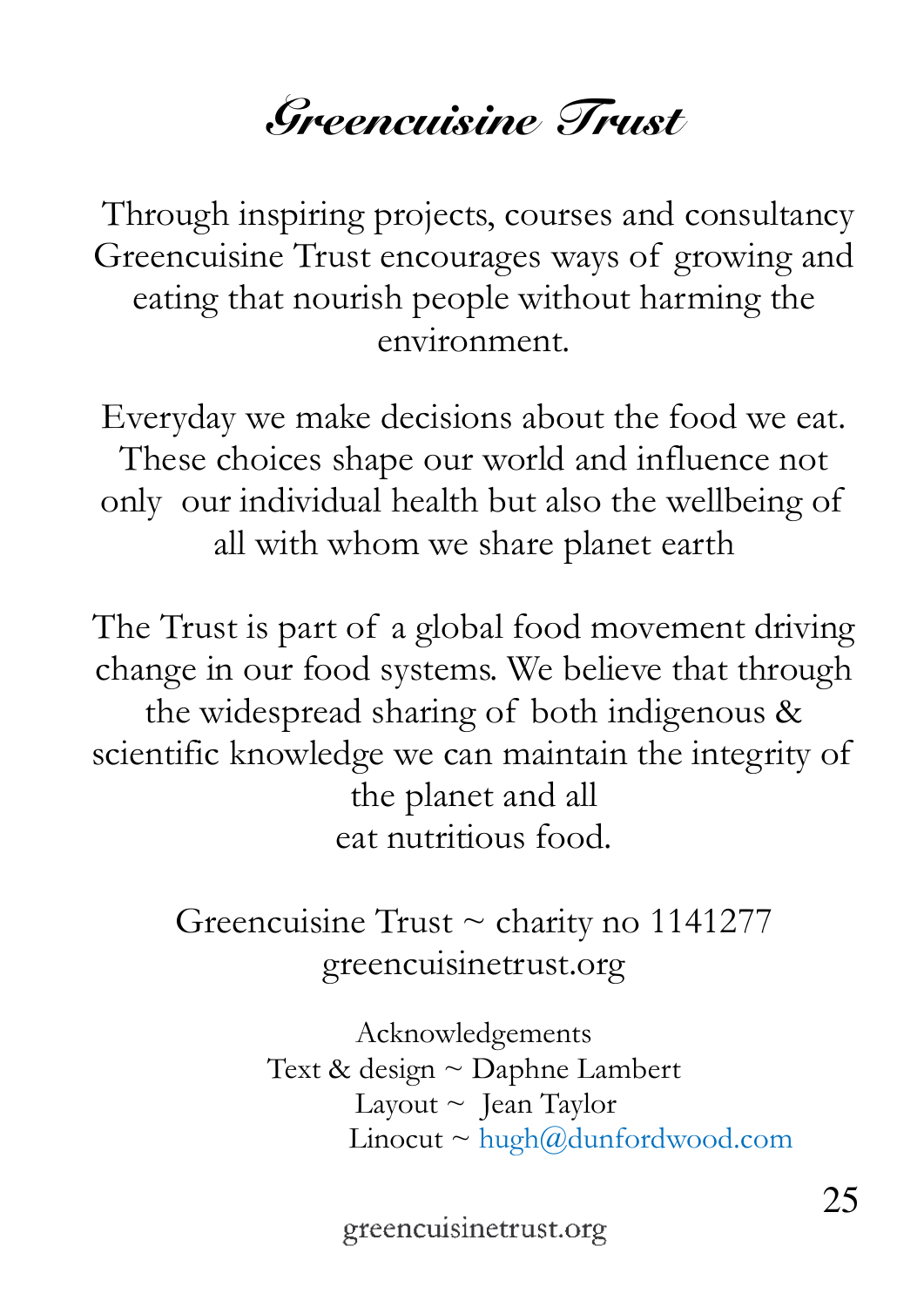# *Greencuisine Trust*

Through inspiring projects, courses and consultancy Greencuisine Trust encourages ways of growing and eating that nourish people without harming the environment.

Everyday we make decisions about the food we eat. These choices shape our world and influence not only our individual health but also the wellbeing of all with whom we share planet earth

The Trust is part of a global food movement driving change in our food systems. We believe that through the widespread sharing of both indigenous & scientific knowledge we can maintain the integrity of the planet and all eat nutritious food.

Greencuisine Trust ~ charity no 1141277
greencuisinetrust.org

Acknowledgements
Text & design ~ Daphne Lambert
Layout ~ Jean Taylor
Linocut ~ hugh@dunfordwood.com